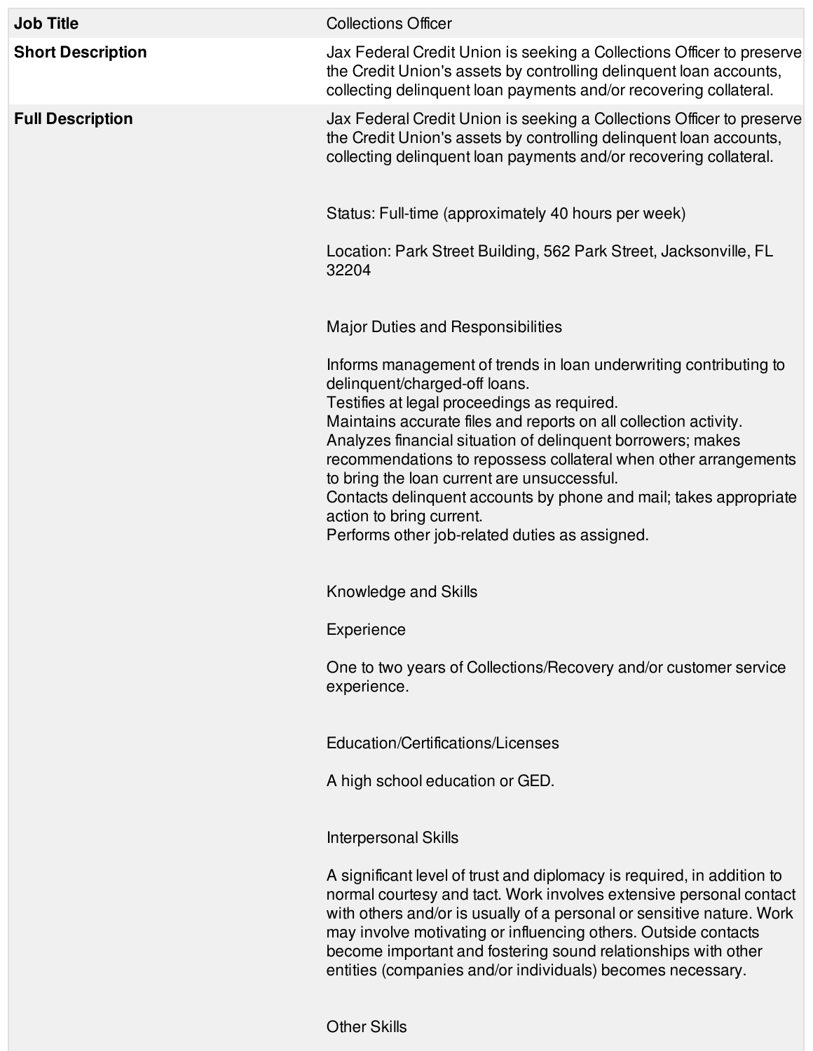| | |
|---|---|
| **Job Title** | Collections Officer |
| **Short Description** | Jax Federal Credit Union is seeking a Collections Officer to preserve the Credit Union's assets by controlling delinquent loan accounts, collecting delinquent loan payments and/or recovering collateral. |
| **Full Description** | Jax Federal Credit Union is seeking a Collections Officer to preserve the Credit Union's assets by controlling delinquent loan accounts, collecting delinquent loan payments and/or recovering collateral.<br><br>Status: Full-time (approximately 40 hours per week)<br><br>Location: Park Street Building, 562 Park Street, Jacksonville, FL 32204<br><br>Major Duties and Responsibilities<br><br>Informs management of trends in loan underwriting contributing to delinquent/charged-off loans.<br>Testifies at legal proceedings as required.<br>Maintains accurate files and reports on all collection activity.<br>Analyzes financial situation of delinquent borrowers; makes recommendations to repossess collateral when other arrangements to bring the loan current are unsuccessful.<br>Contacts delinquent accounts by phone and mail; takes appropriate action to bring current.<br>Performs other job-related duties as assigned.<br><br>Knowledge and Skills<br><br>Experience<br><br>One to two years of Collections/Recovery and/or customer service experience.<br><br>Education/Certifications/Licenses<br><br>A high school education or GED.<br><br>Interpersonal Skills<br><br>A significant level of trust and diplomacy is required, in addition to normal courtesy and tact. Work involves extensive personal contact with others and/or is usually of a personal or sensitive nature. Work may involve motivating or influencing others. Outside contacts become important and fostering sound relationships with other entities (companies and/or individuals) becomes necessary.<br><br>Other Skills |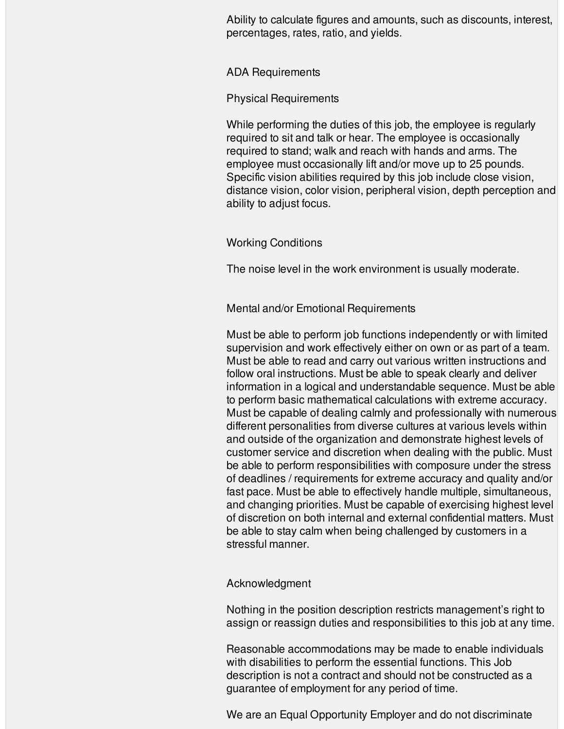Ability to calculate figures and amounts, such as discounts, interest, percentages, rates, ratio, and yields.

## ADA Requirements

### Physical Requirements

While performing the duties of this job, the employee is regularly required to sit and talk or hear. The employee is occasionally required to stand; walk and reach with hands and arms. The employee must occasionally lift and/or move up to 25 pounds. Specific vision abilities required by this job include close vision, distance vision, color vision, peripheral vision, depth perception and ability to adjust focus.

### Working Conditions

The noise level in the work environment is usually moderate.

### Mental and/or Emotional Requirements

Must be able to perform job functions independently or with limited supervision and work effectively either on own or as part of a team. Must be able to read and carry out various written instructions and follow oral instructions. Must be able to speak clearly and deliver information in a logical and understandable sequence. Must be able to perform basic mathematical calculations with extreme accuracy. Must be capable of dealing calmly and professionally with numerous different personalities from diverse cultures at various levels within and outside of the organization and demonstrate highest levels of customer service and discretion when dealing with the public. Must be able to perform responsibilities with composure under the stress of deadlines / requirements for extreme accuracy and quality and/or fast pace. Must be able to effectively handle multiple, simultaneous, and changing priorities. Must be capable of exercising highest level of discretion on both internal and external confidential matters. Must be able to stay calm when being challenged by customers in a stressful manner.

## Acknowledgment

Nothing in the position description restricts management's right to assign or reassign duties and responsibilities to this job at any time.

Reasonable accommodations may be made to enable individuals with disabilities to perform the essential functions. This Job description is not a contract and should not be constructed as a guarantee of employment for any period of time.

We are an Equal Opportunity Employer and do not discriminate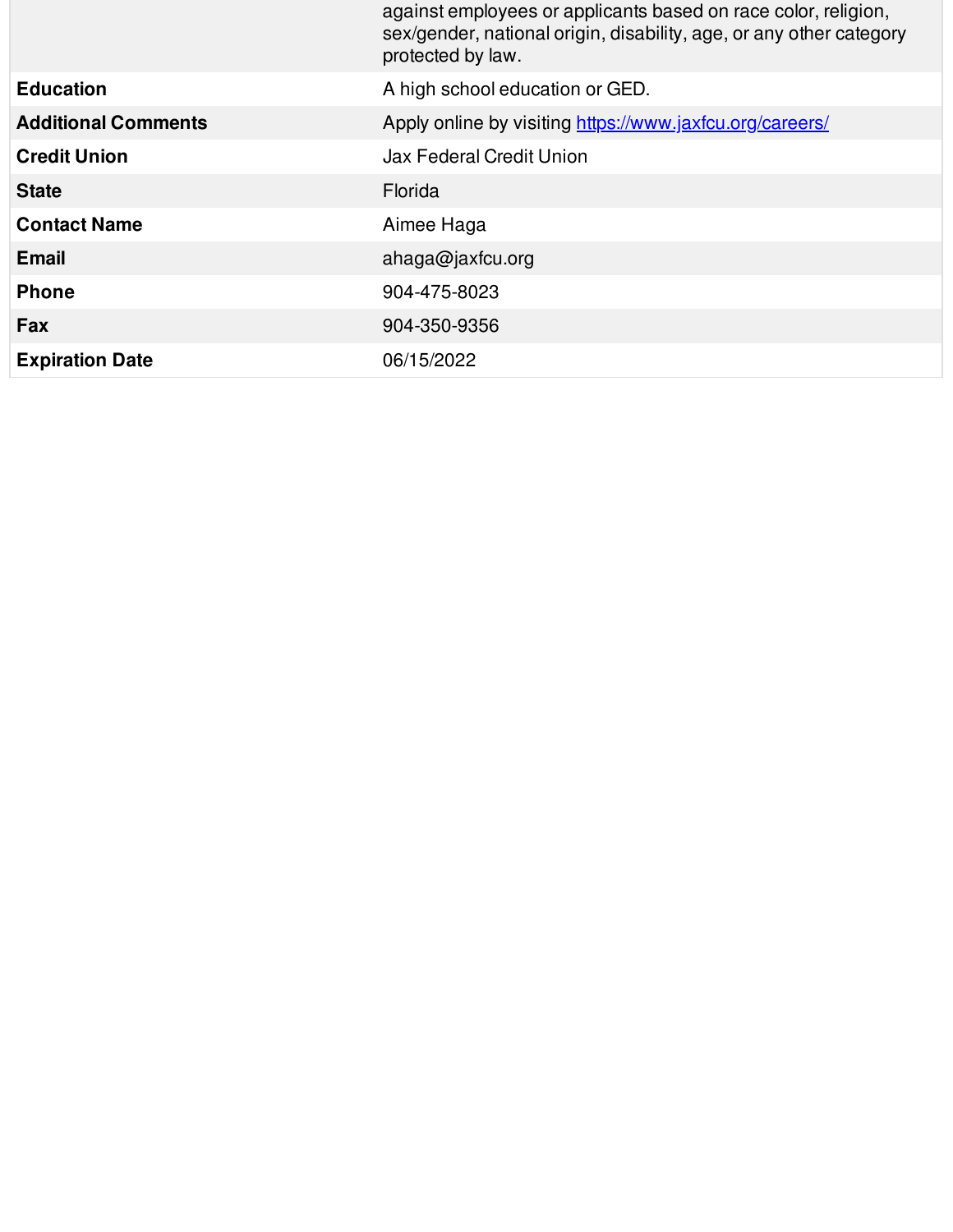| | |
|---|---|
| | against employees or applicants based on race color, religion, sex/gender, national origin, disability, age, or any other category protected by law. |
| **Education** | A high school education or GED. |
| **Additional Comments** | Apply online by visiting https://www.jaxfcu.org/careers/ |
| **Credit Union** | Jax Federal Credit Union |
| **State** | Florida |
| **Contact Name** | Aimee Haga |
| **Email** | ahaga@jaxfcu.org |
| **Phone** | 904-475-8023 |
| **Fax** | 904-350-9356 |
| **Expiration Date** | 06/15/2022 |